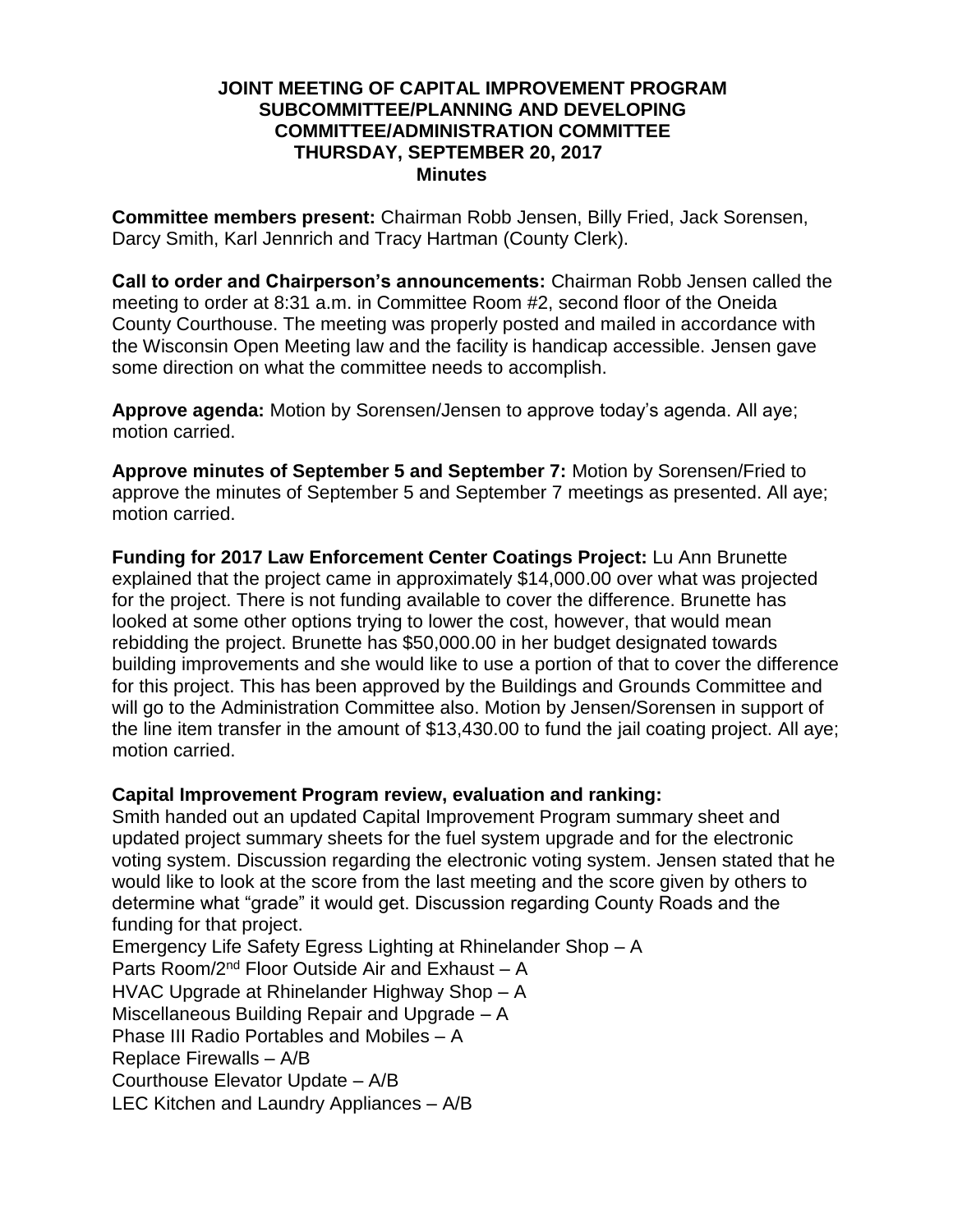**JOINT MEETING OF CAPITAL IMPROVEMENT PROGRAM SUBCOMMITTEE/PLANNING AND DEVELOPING COMMITTEE/ADMINISTRATION COMMITTEE**
**THURSDAY, SEPTEMBER 20, 2017**
**Minutes**

**Committee members present:** Chairman Robb Jensen, Billy Fried, Jack Sorensen, Darcy Smith, Karl Jennrich and Tracy Hartman (County Clerk).

**Call to order and Chairperson's announcements:** Chairman Robb Jensen called the meeting to order at 8:31 a.m. in Committee Room #2, second floor of the Oneida County Courthouse. The meeting was properly posted and mailed in accordance with the Wisconsin Open Meeting law and the facility is handicap accessible. Jensen gave some direction on what the committee needs to accomplish.

**Approve agenda:** Motion by Sorensen/Jensen to approve today's agenda. All aye; motion carried.

**Approve minutes of September 5 and September 7:** Motion by Sorensen/Fried to approve the minutes of September 5 and September 7 meetings as presented. All aye; motion carried.

**Funding for 2017 Law Enforcement Center Coatings Project:** Lu Ann Brunette explained that the project came in approximately $14,000.00 over what was projected for the project. There is not funding available to cover the difference. Brunette has looked at some other options trying to lower the cost, however, that would mean rebidding the project. Brunette has $50,000.00 in her budget designated towards building improvements and she would like to use a portion of that to cover the difference for this project. This has been approved by the Buildings and Grounds Committee and will go to the Administration Committee also. Motion by Jensen/Sorensen in support of the line item transfer in the amount of $13,430.00 to fund the jail coating project. All aye; motion carried.

**Capital Improvement Program review, evaluation and ranking:**
Smith handed out an updated Capital Improvement Program summary sheet and updated project summary sheets for the fuel system upgrade and for the electronic voting system. Discussion regarding the electronic voting system. Jensen stated that he would like to look at the score from the last meeting and the score given by others to determine what "grade" it would get. Discussion regarding County Roads and the funding for that project.

Emergency Life Safety Egress Lighting at Rhinelander Shop – A
Parts Room/2nd Floor Outside Air and Exhaust – A
HVAC Upgrade at Rhinelander Highway Shop – A
Miscellaneous Building Repair and Upgrade – A
Phase III Radio Portables and Mobiles – A
Replace Firewalls – A/B
Courthouse Elevator Update – A/B
LEC Kitchen and Laundry Appliances – A/B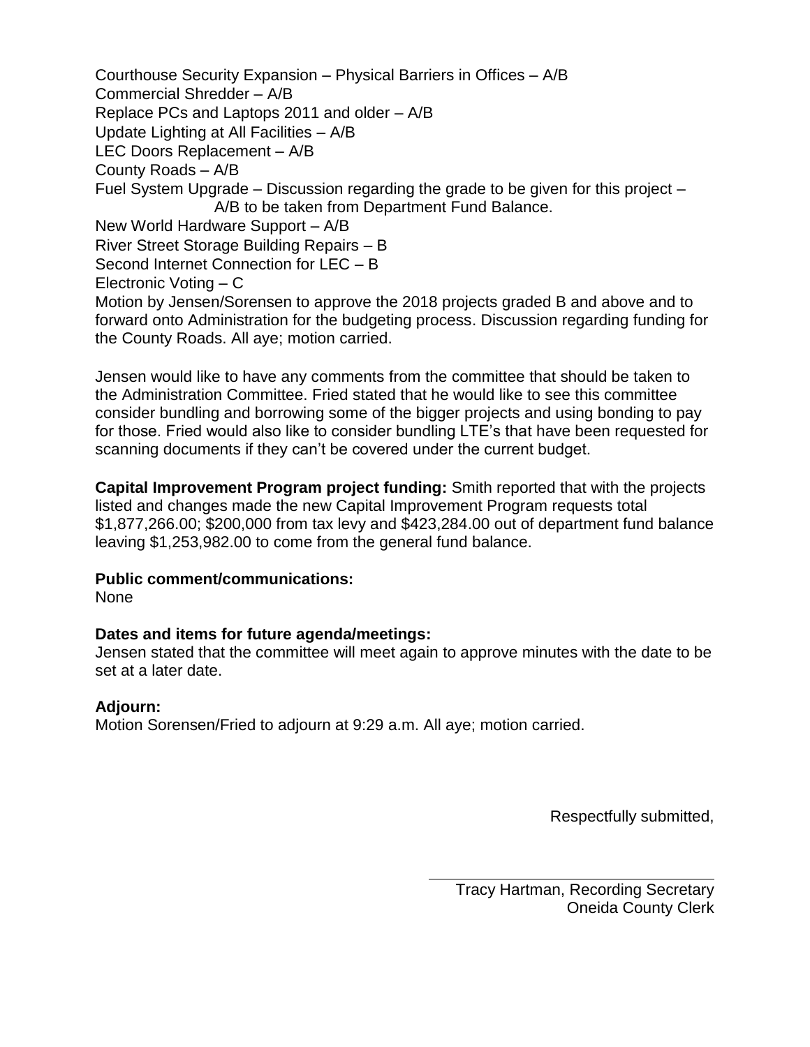Courthouse Security Expansion – Physical Barriers in Offices – A/B
Commercial Shredder – A/B
Replace PCs and Laptops 2011 and older – A/B
Update Lighting at All Facilities – A/B
LEC Doors Replacement – A/B
County Roads – A/B
Fuel System Upgrade – Discussion regarding the grade to be given for this project – A/B to be taken from Department Fund Balance.
New World Hardware Support – A/B
River Street Storage Building Repairs – B
Second Internet Connection for LEC – B
Electronic Voting – C
Motion by Jensen/Sorensen to approve the 2018 projects graded B and above and to forward onto Administration for the budgeting process. Discussion regarding funding for the County Roads. All aye; motion carried.

Jensen would like to have any comments from the committee that should be taken to the Administration Committee. Fried stated that he would like to see this committee consider bundling and borrowing some of the bigger projects and using bonding to pay for those. Fried would also like to consider bundling LTE's that have been requested for scanning documents if they can't be covered under the current budget.

**Capital Improvement Program project funding:** Smith reported that with the projects listed and changes made the new Capital Improvement Program requests total $1,877,266.00; $200,000 from tax levy and $423,284.00 out of department fund balance leaving $1,253,982.00 to come from the general fund balance.

**Public comment/communications:**
None

**Dates and items for future agenda/meetings:**
Jensen stated that the committee will meet again to approve minutes with the date to be set at a later date.

**Adjourn:**
Motion Sorensen/Fried to adjourn at 9:29 a.m. All aye; motion carried.

Respectfully submitted,

Tracy Hartman, Recording Secretary
Oneida County Clerk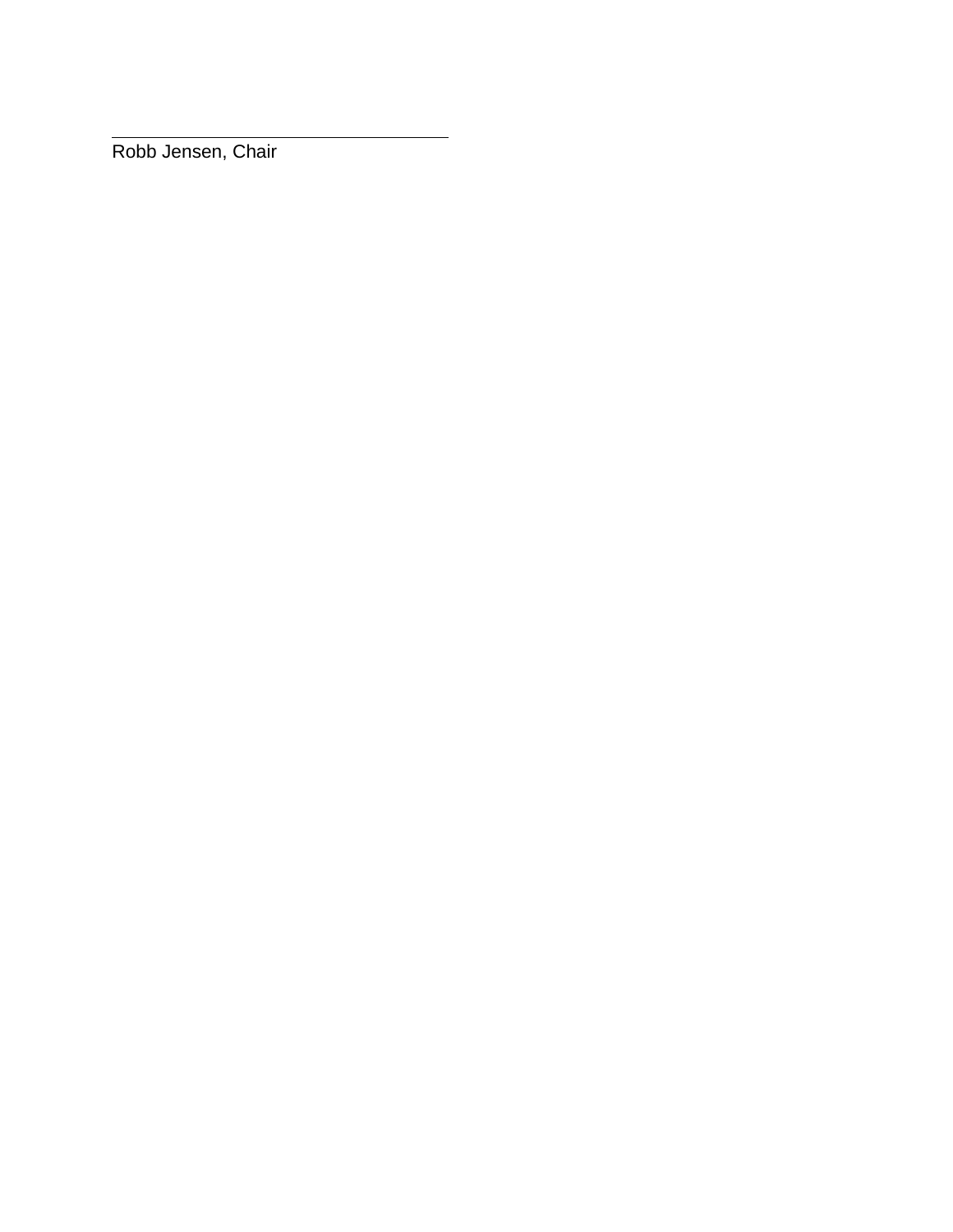\_\_\_\_\_\_\_\_\_\_\_\_\_\_\_\_\_\_\_\_\_\_\_\_\_\_\_\_\_\_\_\_\_\_\_\_

Robb Jensen, Chair